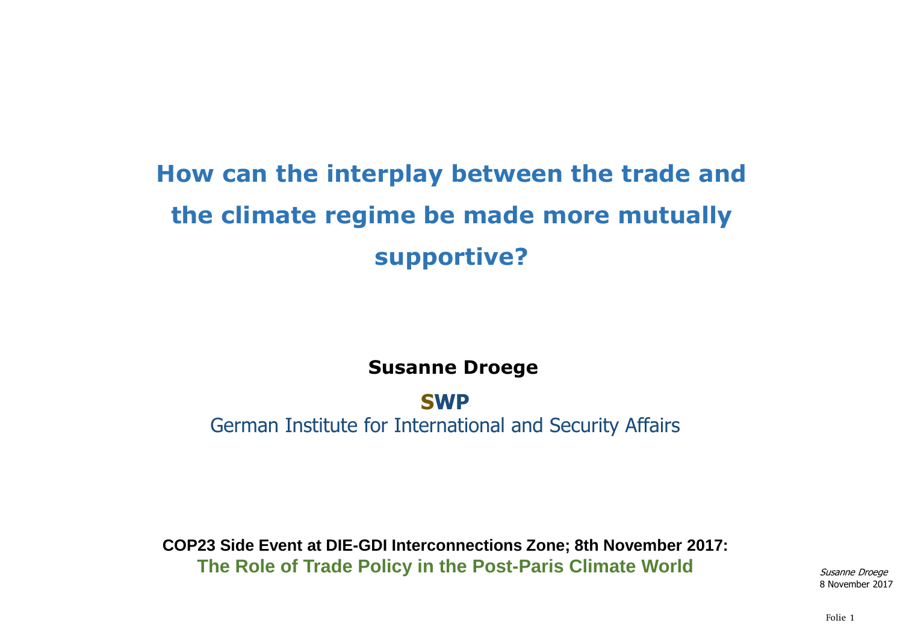# How can the interplay between the trade and the climate regime be made more mutually supportive?

**Susanne Droege**

**SWP**

German Institute for International and Security Affairs

**COP23 Side Event at DIE-GDI Interconnections Zone; 8th November 2017:**

**The Role of Trade Policy in the Post-Paris Climate World**

*Susanne Droege*
8 November 2017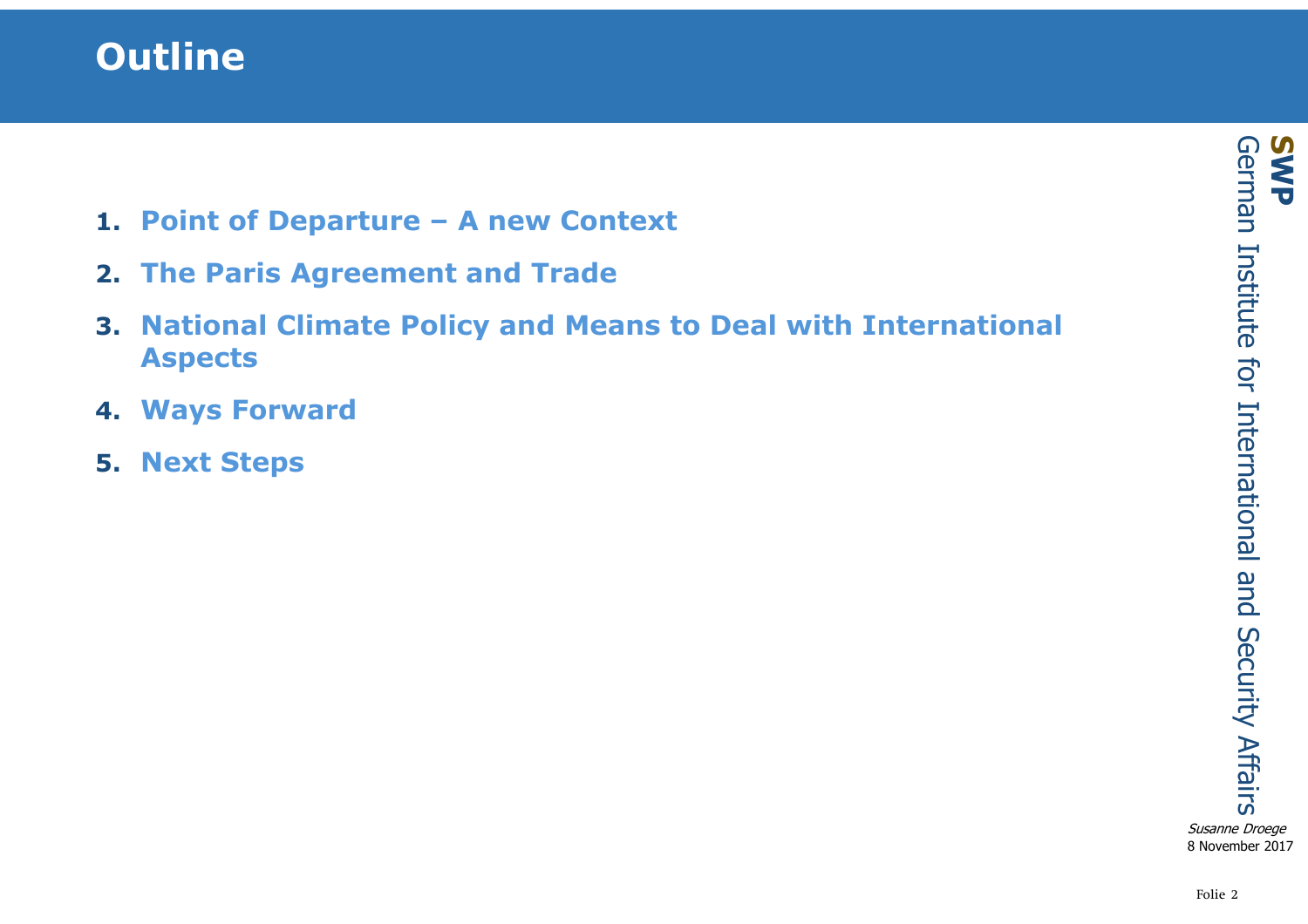# Outline

1. **Point of Departure – A new Context**
2. **The Paris Agreement and Trade**
3. **National Climate Policy and Means to Deal with International Aspects**
4. **Ways Forward**
5. **Next Steps**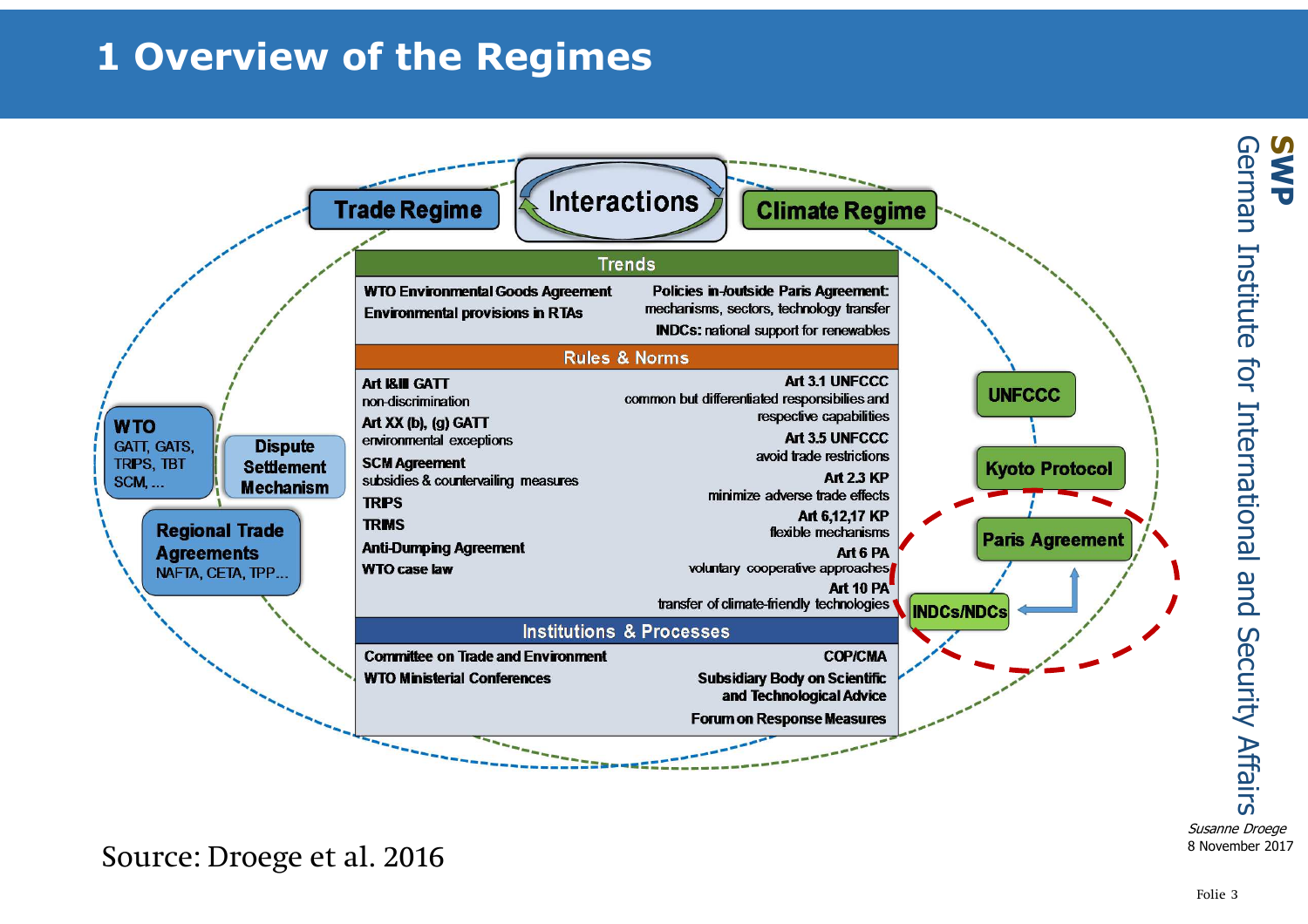# 1 Overview of the Regimes

**Trade Regime** — **Interactions** — **Climate Regime**

**Trends**

| Trade Regime | Climate Regime |
| --- | --- |
| WTO Environmental Goods Agreement | Policies in-/outside Paris Agreement: mechanisms, sectors, technology transfer |
| Environmental provisions in RTAs | INDCs: national support for renewables |

**Rules & Norms**

| Trade Regime | Climate Regime |
| --- | --- |
| **Art I&III GATT** non-discrimination | **Art 3.1 UNFCCC** common but differentiated responsibilities and respective capabilities |
| **Art XX (b), (g) GATT** environmental exceptions | **Art 3.5 UNFCCC** avoid trade restrictions |
| **SCM Agreement** subsidies & countervailing measures | **Art 2.3 KP** minimize adverse trade effects |
| **TRIPS** | **Art 6,12,17 KP** flexible mechanisms |
| **TRIMS** | **Art 6 PA** voluntary cooperative approaches |
| **Anti-Dumping Agreement** | **Art 10 PA** transfer of climate-friendly technologies |
| **WTO case law** | |

**Institutions & Processes**

| Trade Regime | Climate Regime |
| --- | --- |
| Committee on Trade and Environment | COP/CMA |
| WTO Ministerial Conferences | Subsidiary Body on Scientific and Technological Advice |
| | Forum on Response Measures |

Trade Regime:
- **WTO**: GATT, GATS, TRIPS, TBT, SCM, …
- **Dispute Settlement Mechanism**
- **Regional Trade Agreements**: NAFTA, CETA, TPP…

Climate Regime:
- **UNFCCC**
- **Kyoto Protocol**
- **Paris Agreement**
- **INDCs/NDCs**

Source: Droege et al. 2016

*Susanne Droege*
8 November 2017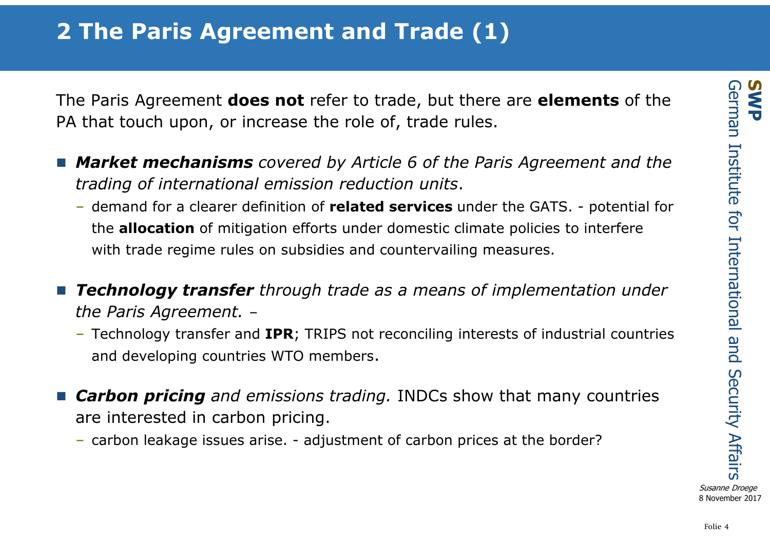# 2 The Paris Agreement and Trade (1)

The Paris Agreement **does not** refer to trade, but there are **elements** of the PA that touch upon, or increase the role of, trade rules.

- ***Market mechanisms*** *covered by Article 6 of the Paris Agreement and the trading of international emission reduction units*.
  - demand for a clearer definition of **related services** under the GATS. - potential for the **allocation** of mitigation efforts under domestic climate policies to interfere with trade regime rules on subsidies and countervailing measures.
- ***Technology transfer*** *through trade as a means of implementation under the Paris Agreement.* –
  - Technology transfer and **IPR**; TRIPS not reconciling interests of industrial countries and developing countries WTO members.
- ***Carbon pricing*** *and emissions trading.* INDCs show that many countries are interested in carbon pricing.
  - carbon leakage issues arise. - adjustment of carbon prices at the border?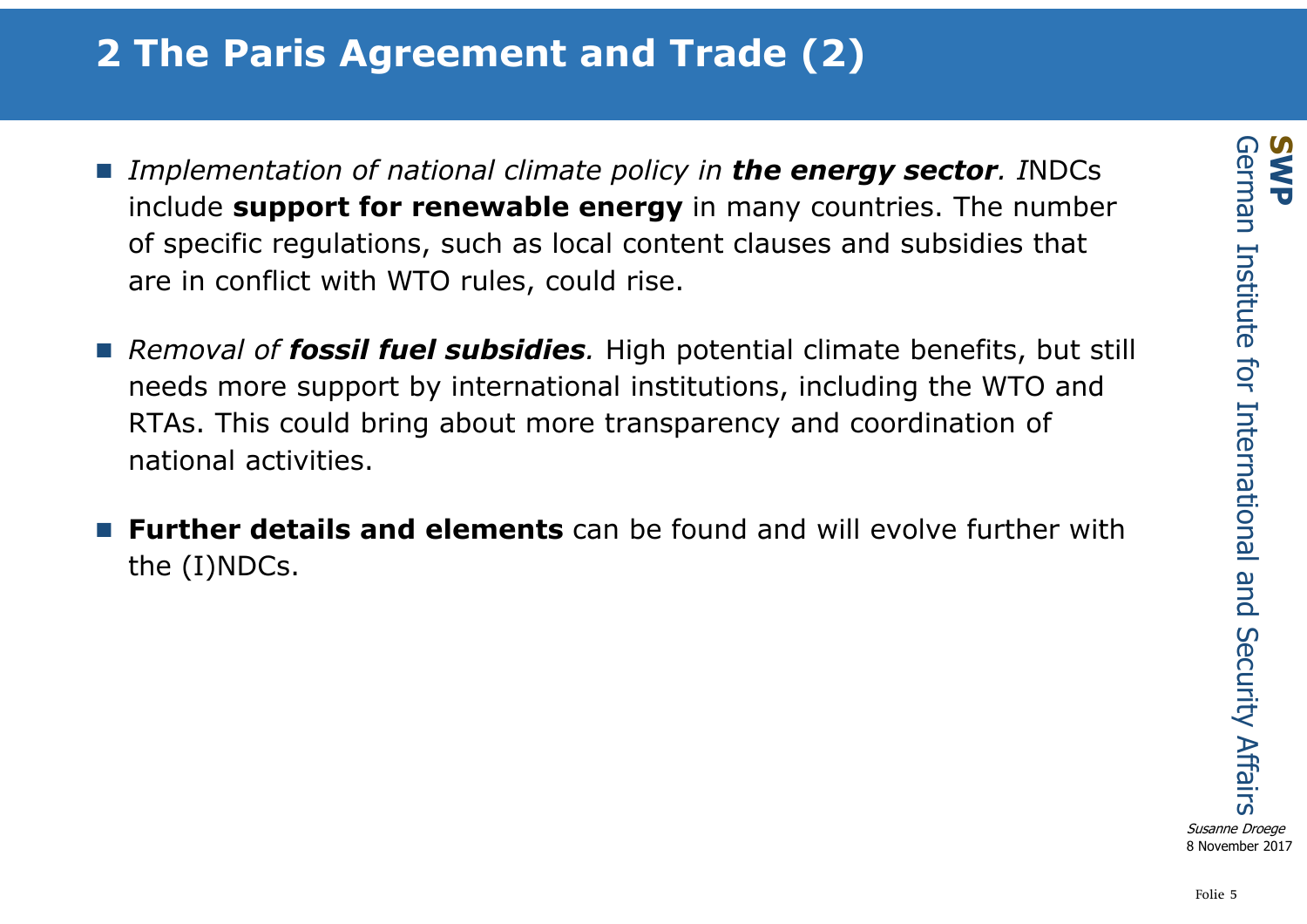## 2 The Paris Agreement and Trade (2)

- *Implementation of national climate policy in **the energy sector**. I*NDCs include **support for renewable energy** in many countries. The number of specific regulations, such as local content clauses and subsidies that are in conflict with WTO rules, could rise.
- *Removal of **fossil fuel subsidies**.* High potential climate benefits, but still needs more support by international institutions, including the WTO and RTAs. This could bring about more transparency and coordination of national activities.
- **Further details and elements** can be found and will evolve further with the (I)NDCs.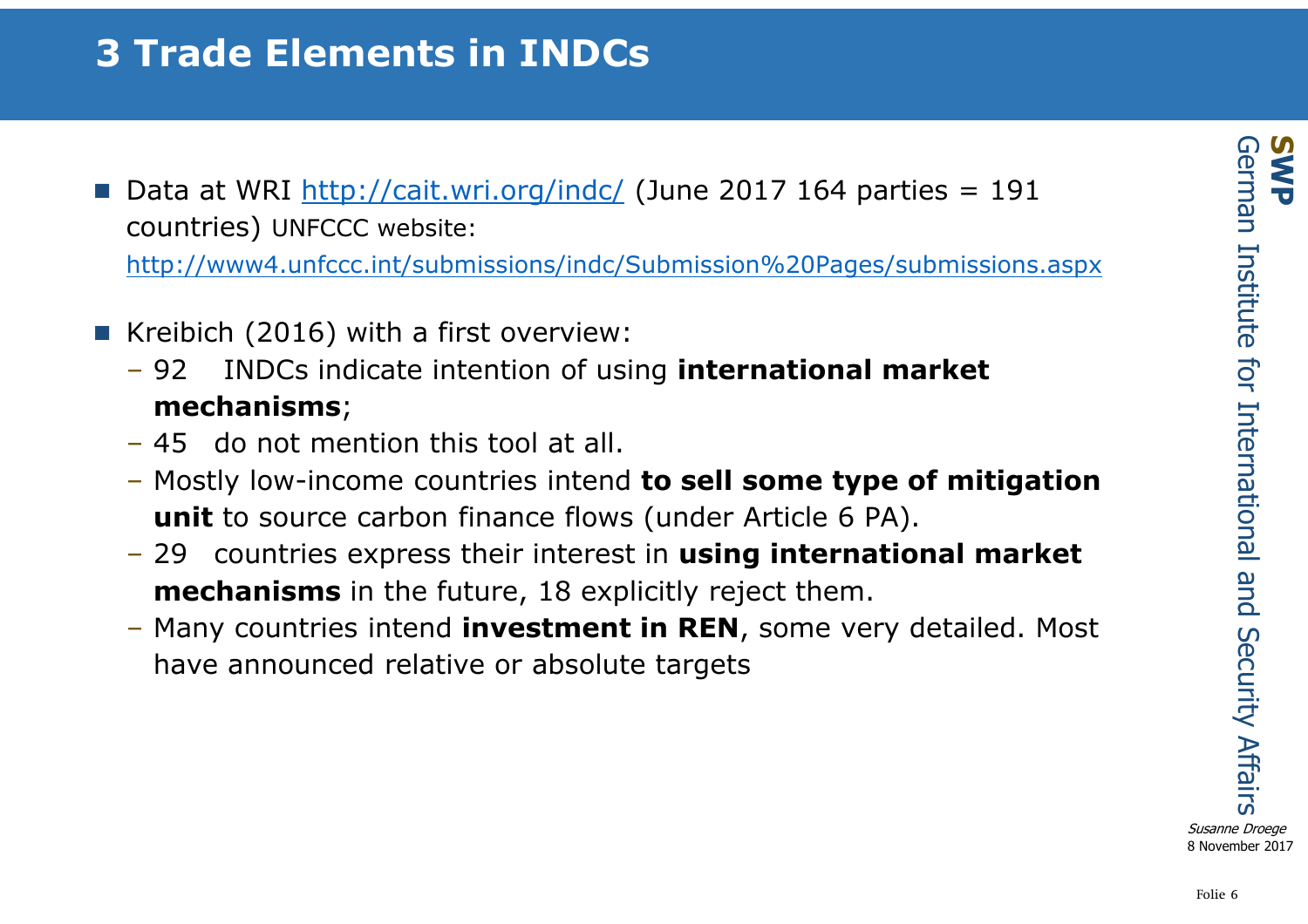# 3 Trade Elements in INDCs

- Data at WRI http://cait.wri.org/indc/ (June 2017 164 parties = 191 countries) UNFCCC website: http://www4.unfccc.int/submissions/indc/Submission%20Pages/submissions.aspx
- Kreibich (2016) with a first overview:
  - 92 INDCs indicate intention of using **international market mechanisms**;
  - 45 do not mention this tool at all.
  - Mostly low-income countries intend **to sell some type of mitigation unit** to source carbon finance flows (under Article 6 PA).
  - 29 countries express their interest in **using international market mechanisms** in the future, 18 explicitly reject them.
  - Many countries intend **investment in REN**, some very detailed. Most have announced relative or absolute targets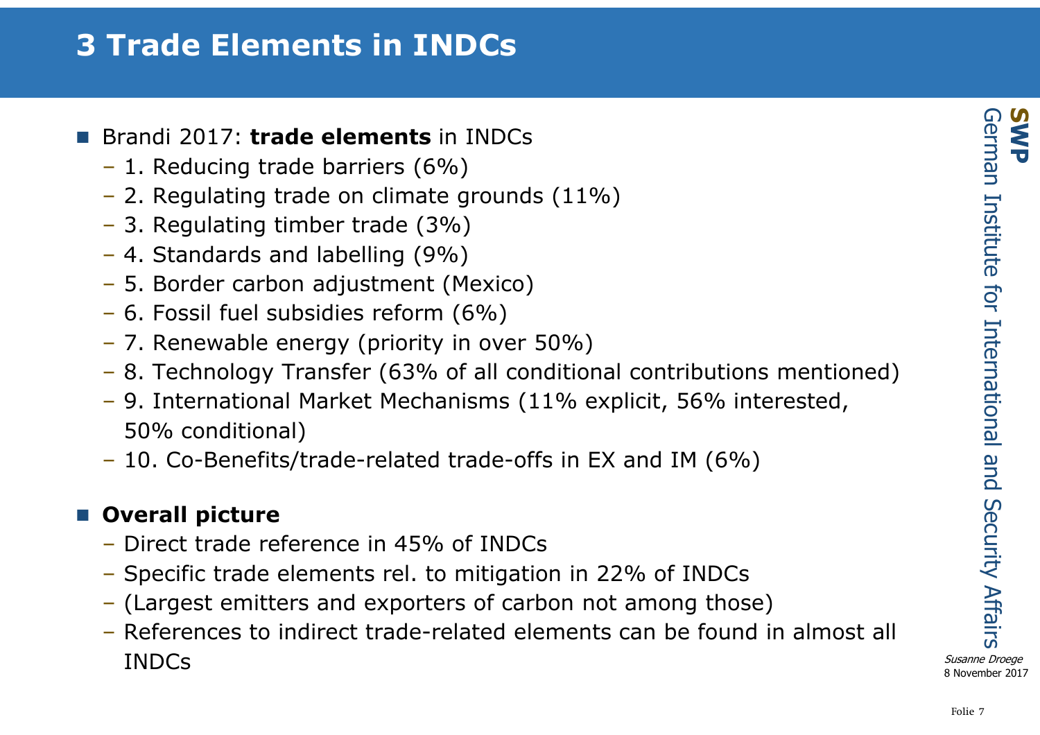# 3 Trade Elements in INDCs

- Brandi 2017: **trade elements** in INDCs
  - 1. Reducing trade barriers (6%)
  - 2. Regulating trade on climate grounds (11%)
  - 3. Regulating timber trade (3%)
  - 4. Standards and labelling (9%)
  - 5. Border carbon adjustment (Mexico)
  - 6. Fossil fuel subsidies reform (6%)
  - 7. Renewable energy (priority in over 50%)
  - 8. Technology Transfer (63% of all conditional contributions mentioned)
  - 9. International Market Mechanisms (11% explicit, 56% interested, 50% conditional)
  - 10. Co-Benefits/trade-related trade-offs in EX and IM (6%)

- **Overall picture**
  - Direct trade reference in 45% of INDCs
  - Specific trade elements rel. to mitigation in 22% of INDCs
  - (Largest emitters and exporters of carbon not among those)
  - References to indirect trade-related elements can be found in almost all INDCs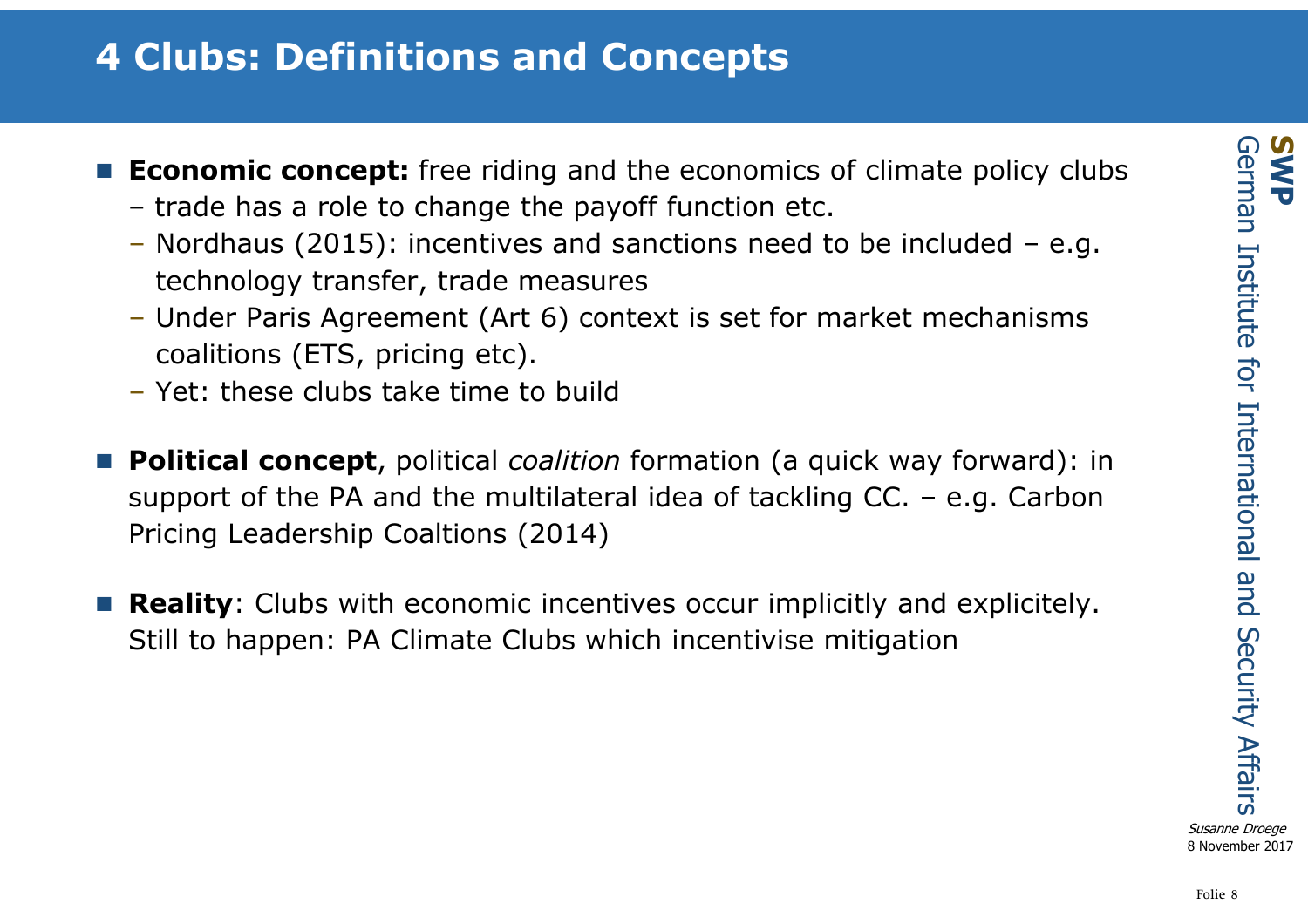# 4 Clubs: Definitions and Concepts

- **Economic concept:** free riding and the economics of climate policy clubs
  - trade has a role to change the payoff function etc.
  - Nordhaus (2015): incentives and sanctions need to be included – e.g. technology transfer, trade measures
  - Under Paris Agreement (Art 6) context is set for market mechanisms coalitions (ETS, pricing etc).
  - Yet: these clubs take time to build
- **Political concept**, political *coalition* formation (a quick way forward): in support of the PA and the multilateral idea of tackling CC. – e.g. Carbon Pricing Leadership Coaltions (2014)
- **Reality**: Clubs with economic incentives occur implicitly and explicitely. Still to happen: PA Climate Clubs which incentivise mitigation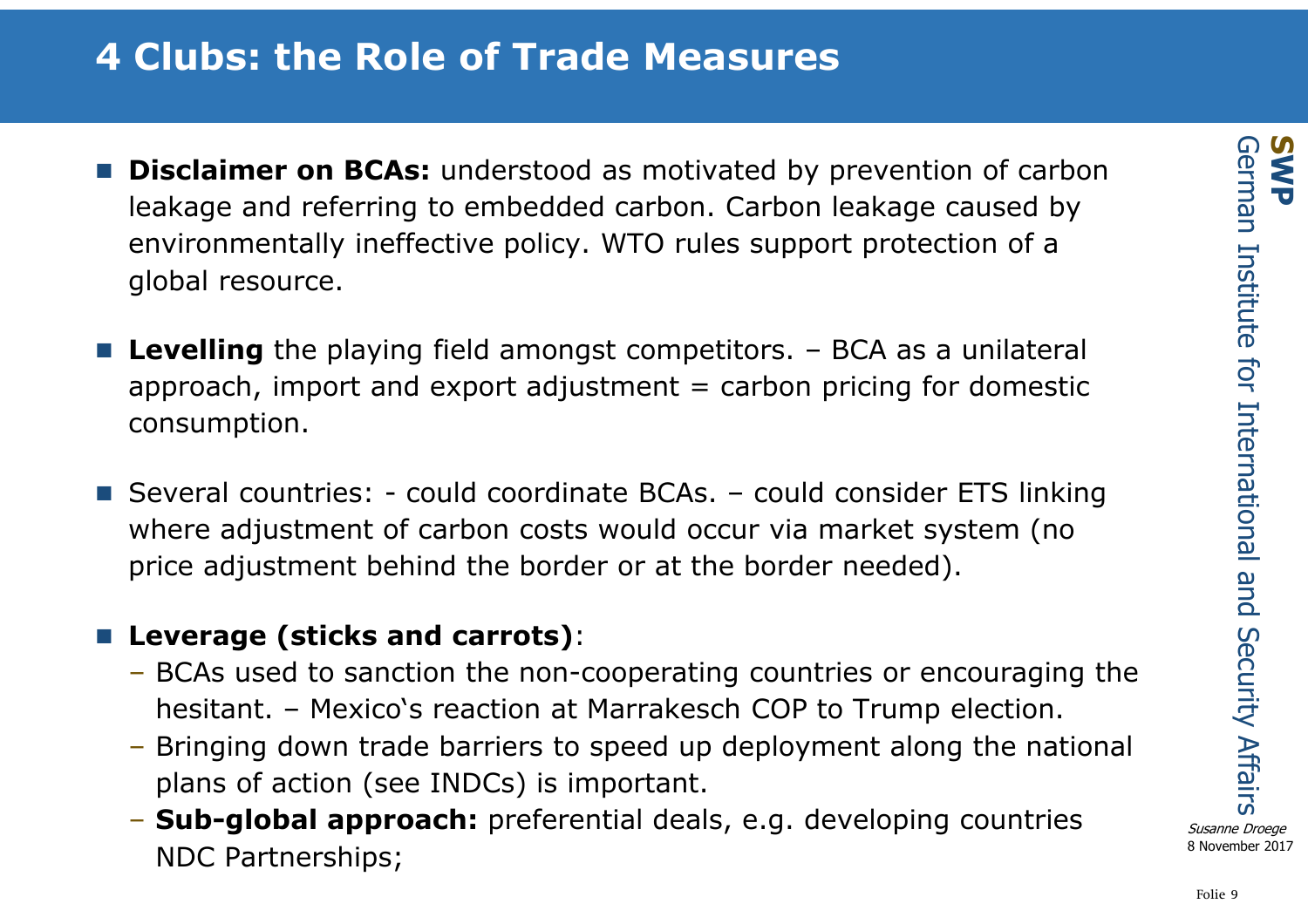# 4 Clubs: the Role of Trade Measures

- **Disclaimer on BCAs:** understood as motivated by prevention of carbon leakage and referring to embedded carbon. Carbon leakage caused by environmentally ineffective policy. WTO rules support protection of a global resource.
- **Levelling** the playing field amongst competitors. – BCA as a unilateral approach, import and export adjustment = carbon pricing for domestic consumption.
- Several countries: - could coordinate BCAs. – could consider ETS linking where adjustment of carbon costs would occur via market system (no price adjustment behind the border or at the border needed).
- **Leverage (sticks and carrots)**:
  - BCAs used to sanction the non-cooperating countries or encouraging the hesitant. – Mexico's reaction at Marrakesch COP to Trump election.
  - Bringing down trade barriers to speed up deployment along the national plans of action (see INDCs) is important.
  - **Sub-global approach:** preferential deals, e.g. developing countries NDC Partnerships;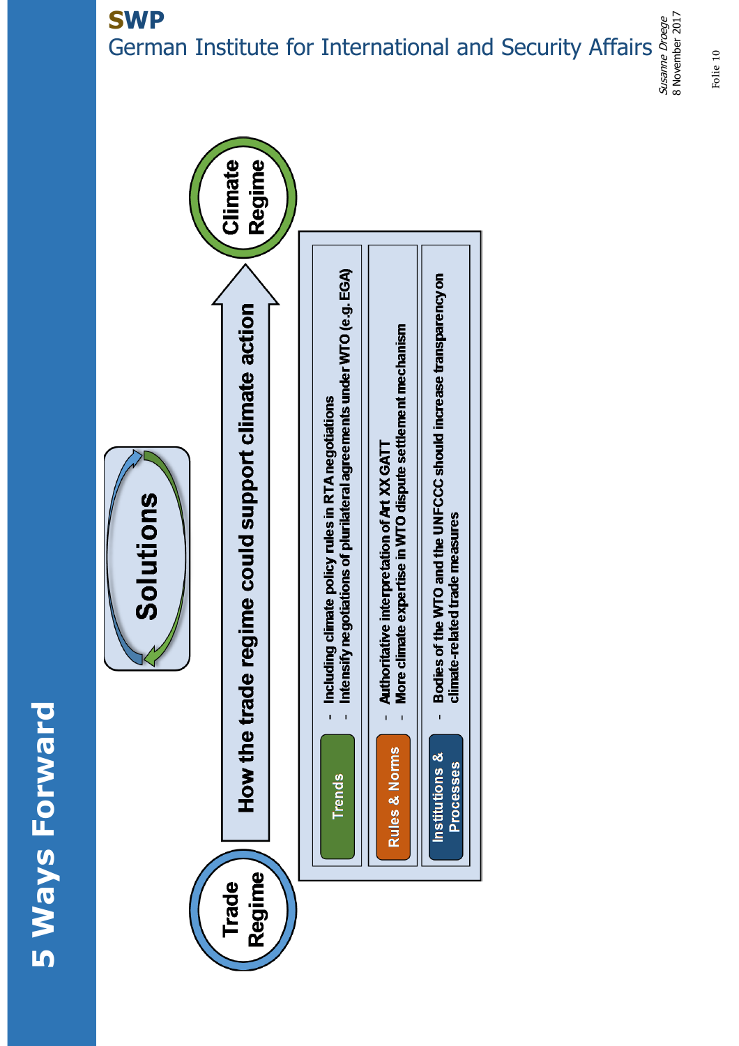# 5 Ways Forward

**Solutions**

Trade Regime → **How the trade regime could support climate action** → Climate Regime

| | |
|---|---|
| Trends | - Including climate policy rules in RTA negotiations<br>- Intensify negotiations of plurilateral agreements under WTO (e.g. EGA) |
| Rules & Norms | - Authoritative interpretation of Art XX GATT<br>- More climate expertise in WTO dispute settlement mechanism |
| Institutions & Processes | - Bodies of the WTO and the UNFCCC should increase transparency on climate-related trade measures |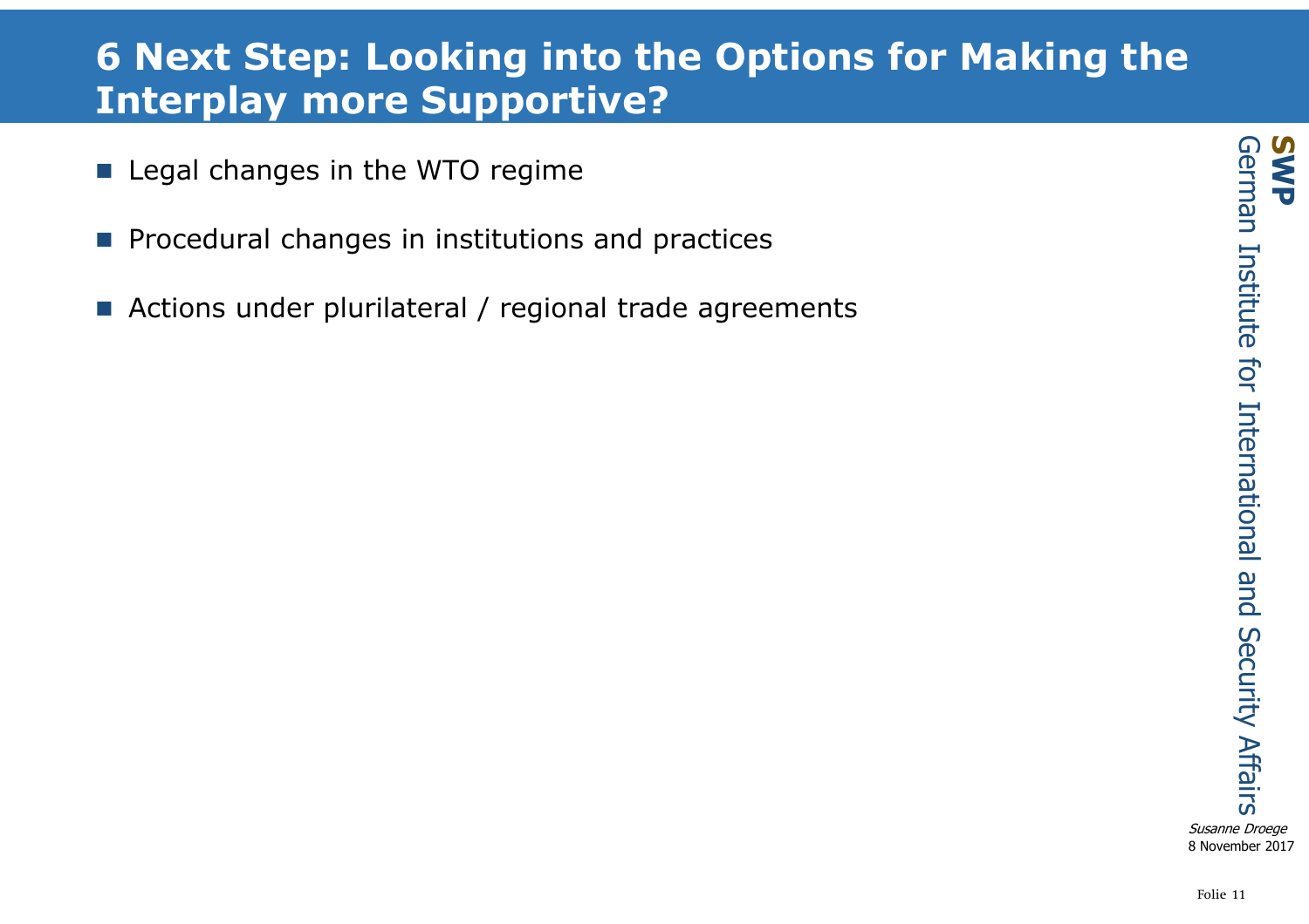# 6 Next Step: Looking into the Options for Making the Interplay more Supportive?

- Legal changes in the WTO regime
- Procedural changes in institutions and practices
- Actions under plurilateral / regional trade agreements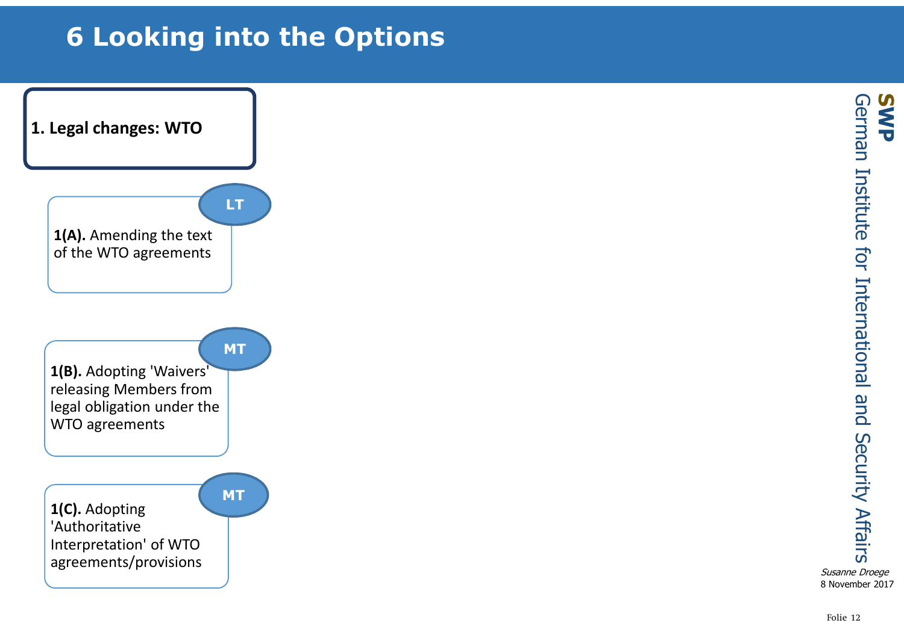# 6 Looking into the Options

**1. Legal changes: WTO**

**LT**

**1(A).** Amending the text of the WTO agreements

**MT**

**1(B).** Adopting 'Waivers' releasing Members from legal obligation under the WTO agreements

**MT**

**1(C).** Adopting 'Authoritative Interpretation' of WTO agreements/provisions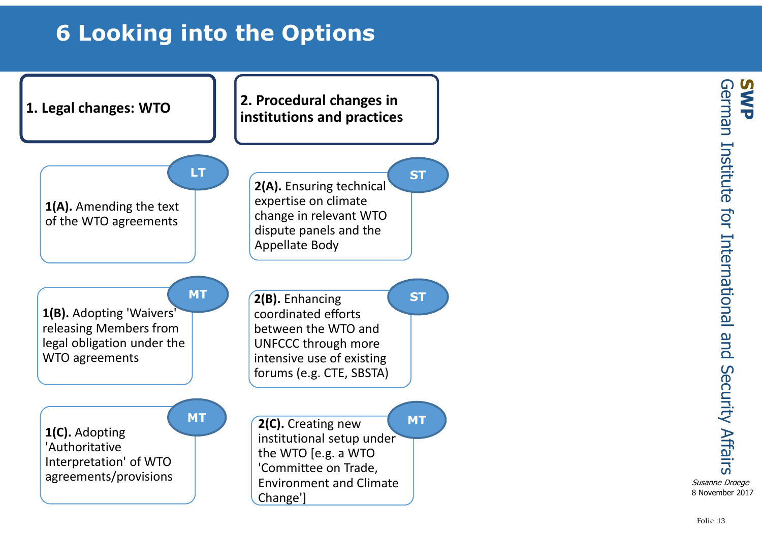# 6 Looking into the Options

## 1. Legal changes: WTO

**1(A).** Amending the text of the WTO agreements — LT

**1(B).** Adopting 'Waivers' releasing Members from legal obligation under the WTO agreements — MT

**1(C).** Adopting 'Authoritative Interpretation' of WTO agreements/provisions — MT

## 2. Procedural changes in institutions and practices

**2(A).** Ensuring technical expertise on climate change in relevant WTO dispute panels and the Appellate Body — ST

**2(B).** Enhancing coordinated efforts between the WTO and UNFCCC through more intensive use of existing forums (e.g. CTE, SBSTA) — ST

**2(C).** Creating new institutional setup under the WTO [e.g. a WTO 'Committee on Trade, Environment and Climate Change'] — MT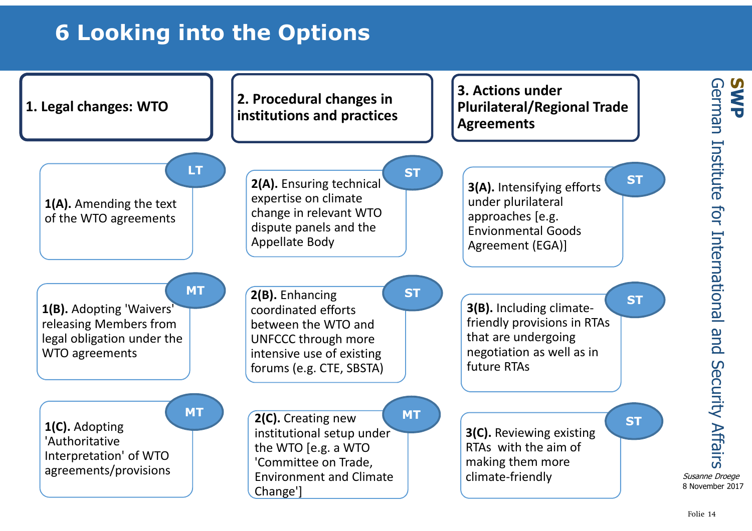# 6 Looking into the Options

## 1. Legal changes: WTO

- **1(A).** Amending the text of the WTO agreements — **LT**
- **1(B).** Adopting 'Waivers' releasing Members from legal obligation under the WTO agreements — **MT**
- **1(C).** Adopting 'Authoritative Interpretation' of WTO agreements/provisions — **MT**

## 2. Procedural changes in institutions and practices

- **2(A).** Ensuring technical expertise on climate change in relevant WTO dispute panels and the Appellate Body — **ST**
- **2(B).** Enhancing coordinated efforts between the WTO and UNFCCC through more intensive use of existing forums (e.g. CTE, SBSTA) — **ST**
- **2(C).** Creating new institutional setup under the WTO [e.g. a WTO 'Committee on Trade, Environment and Climate Change'] — **MT**

## 3. Actions under Plurilateral/Regional Trade Agreements

- **3(A).** Intensifying efforts under plurilateral approaches [e.g. Envionmental Goods Agreement (EGA)] — **ST**
- **3(B).** Including climate-friendly provisions in RTAs that are undergoing negotiation as well as in future RTAs — **ST**
- **3(C).** Reviewing existing RTAs with the aim of making them more climate-friendly — **ST**

SWP German Institute for International and Security Affairs

*Susanne Droege*
8 November 2017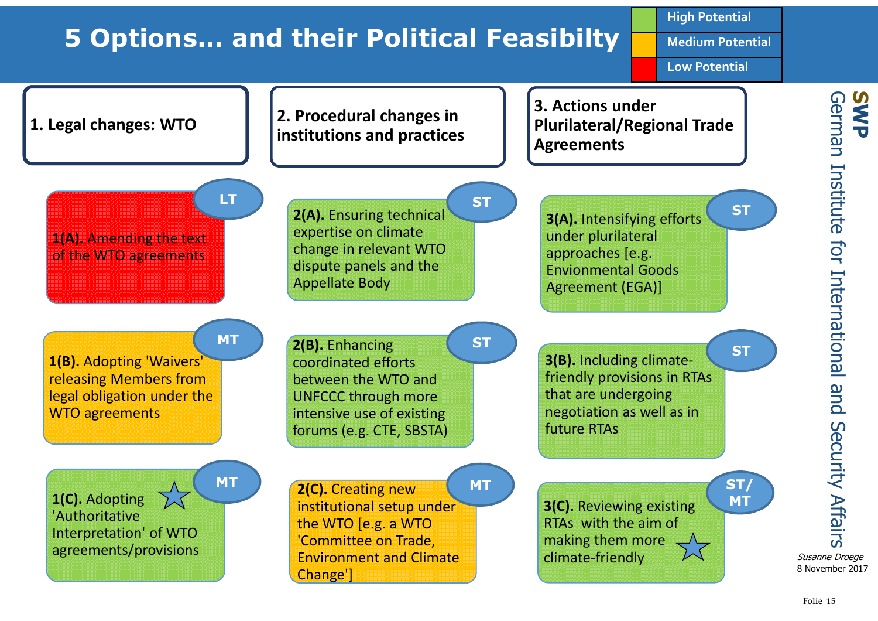# 5 Options... and their Political Feasibilty

| Color | Meaning |
| --- | --- |
| Green | High Potential |
| Yellow | Medium Potential |
| Red | Low Potential |

## 1. Legal changes: WTO

- **1(A).** Amending the text of the WTO agreements — LT (Low Potential)
- **1(B).** Adopting 'Waivers' releasing Members from legal obligation under the WTO agreements — MT (Medium Potential)
- **1(C).** Adopting 'Authoritative Interpretation' of WTO agreements/provisions ★ — MT (High Potential)

## 2. Procedural changes in institutions and practices

- **2(A).** Ensuring technical expertise on climate change in relevant WTO dispute panels and the Appellate Body — ST (High Potential)
- **2(B).** Enhancing coordinated efforts between the WTO and UNFCCC through more intensive use of existing forums (e.g. CTE, SBSTA) — ST (High Potential)
- **2(C).** Creating new institutional setup under the WTO [e.g. a WTO 'Committee on Trade, Environment and Climate Change'] — MT (Medium Potential)

## 3. Actions under Plurilateral/Regional Trade Agreements

- **3(A).** Intensifying efforts under plurilateral approaches [e.g. Envionmental Goods Agreement (EGA)] — ST (High Potential)
- **3(B).** Including climate-friendly provisions in RTAs that are undergoing negotiation as well as in future RTAs — ST (High Potential)
- **3(C).** Reviewing existing RTAs with the aim of making them more climate-friendly ★ — ST/MT (High Potential)

**SWP** German Institute for International and Security Affairs

*Susanne Droege*
8 November 2017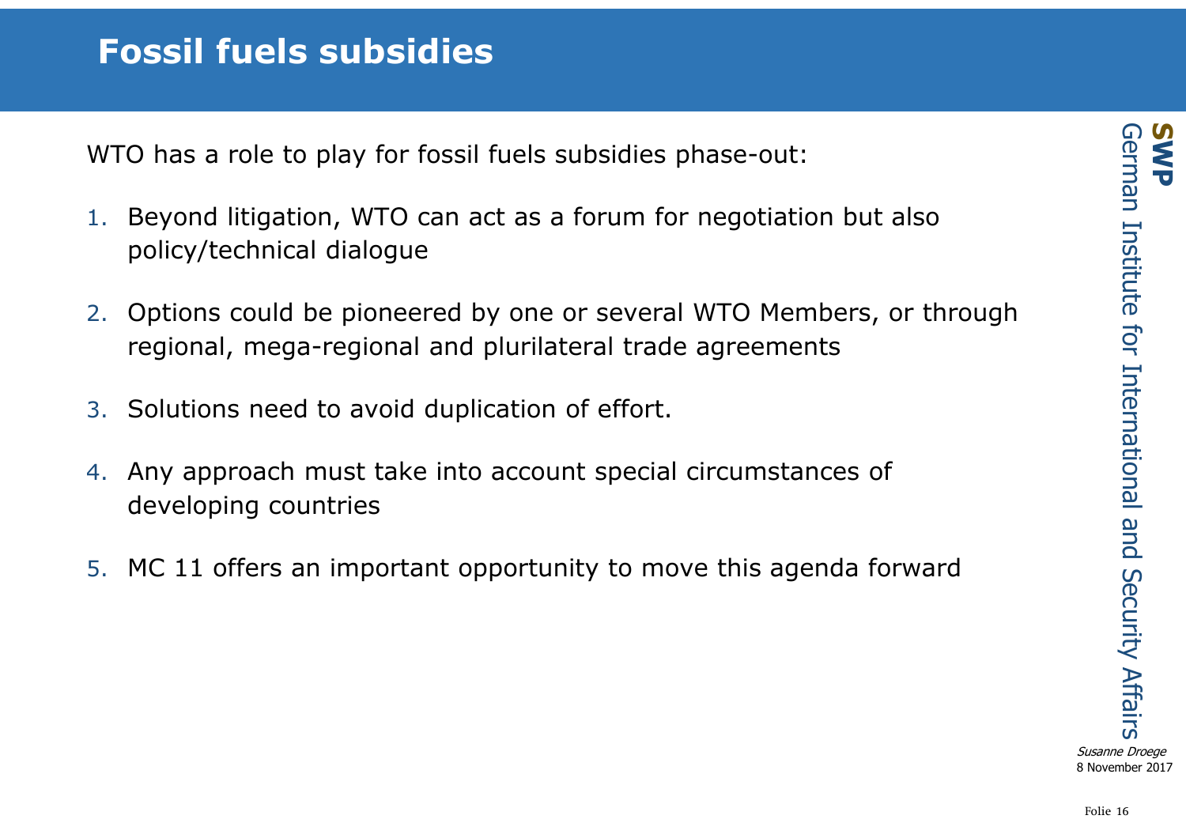# Fossil fuels subsidies

WTO has a role to play for fossil fuels subsidies phase-out:

1. Beyond litigation, WTO can act as a forum for negotiation but also policy/technical dialogue
2. Options could be pioneered by one or several WTO Members, or through regional, mega-regional and plurilateral trade agreements
3. Solutions need to avoid duplication of effort.
4. Any approach must take into account special circumstances of developing countries
5. MC 11 offers an important opportunity to move this agenda forward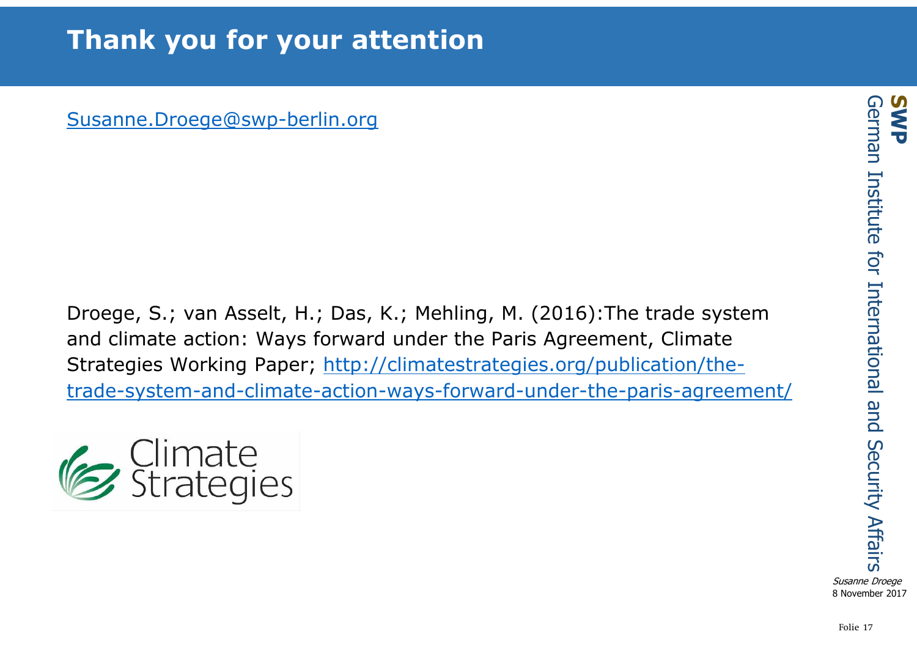# Thank you for your attention

Susanne.Droege@swp-berlin.org

Droege, S.; van Asselt, H.; Das, K.; Mehling, M. (2016):The trade system and climate action: Ways forward under the Paris Agreement, Climate Strategies Working Paper; http://climatestrategies.org/publication/the-trade-system-and-climate-action-ways-forward-under-the-paris-agreement/

Climate Strategies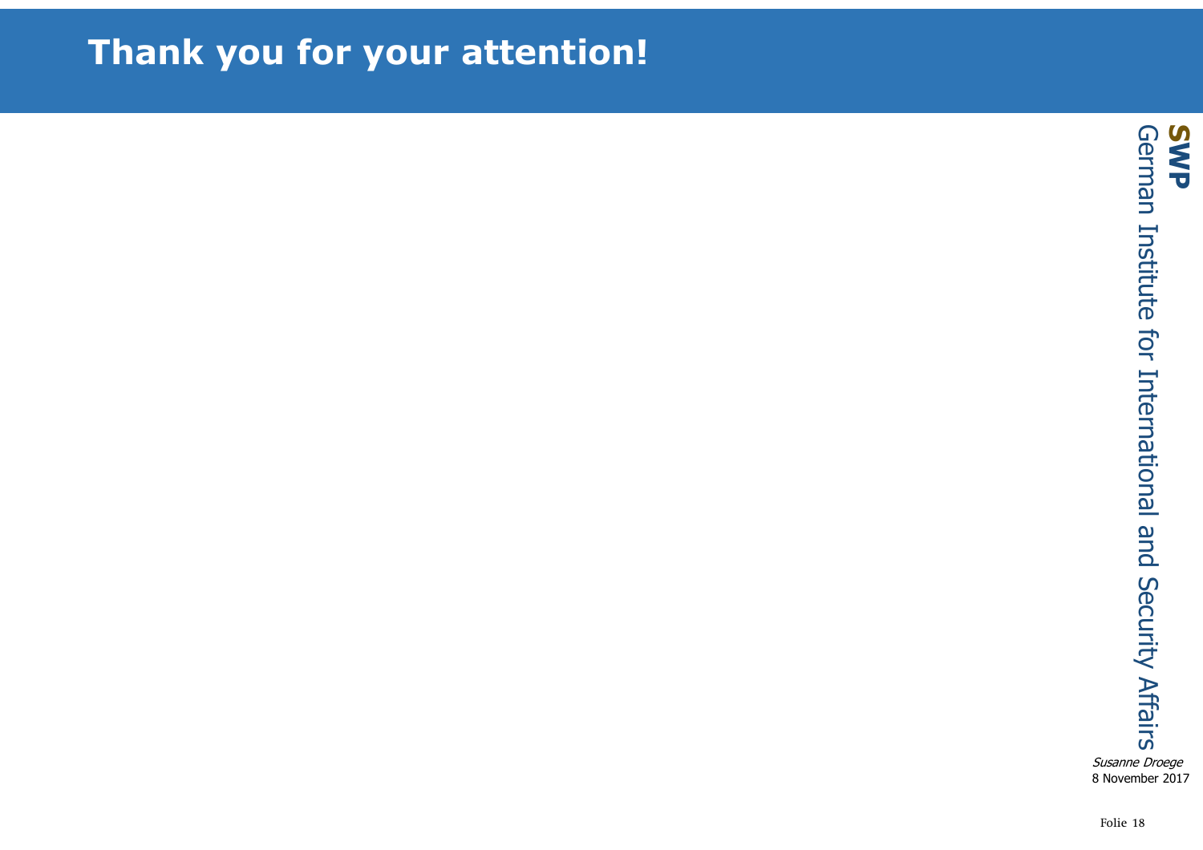# Thank you for your attention!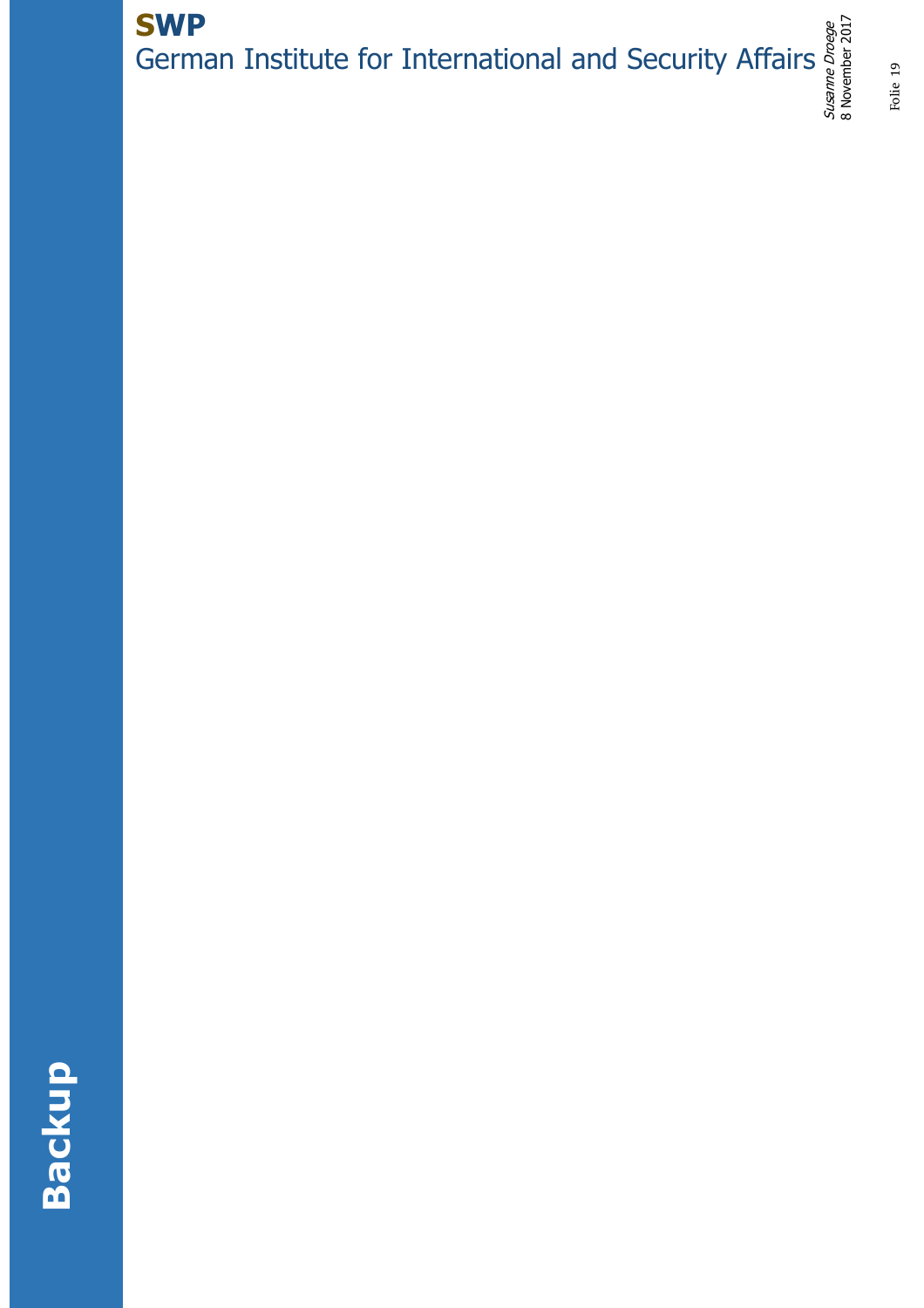# Backup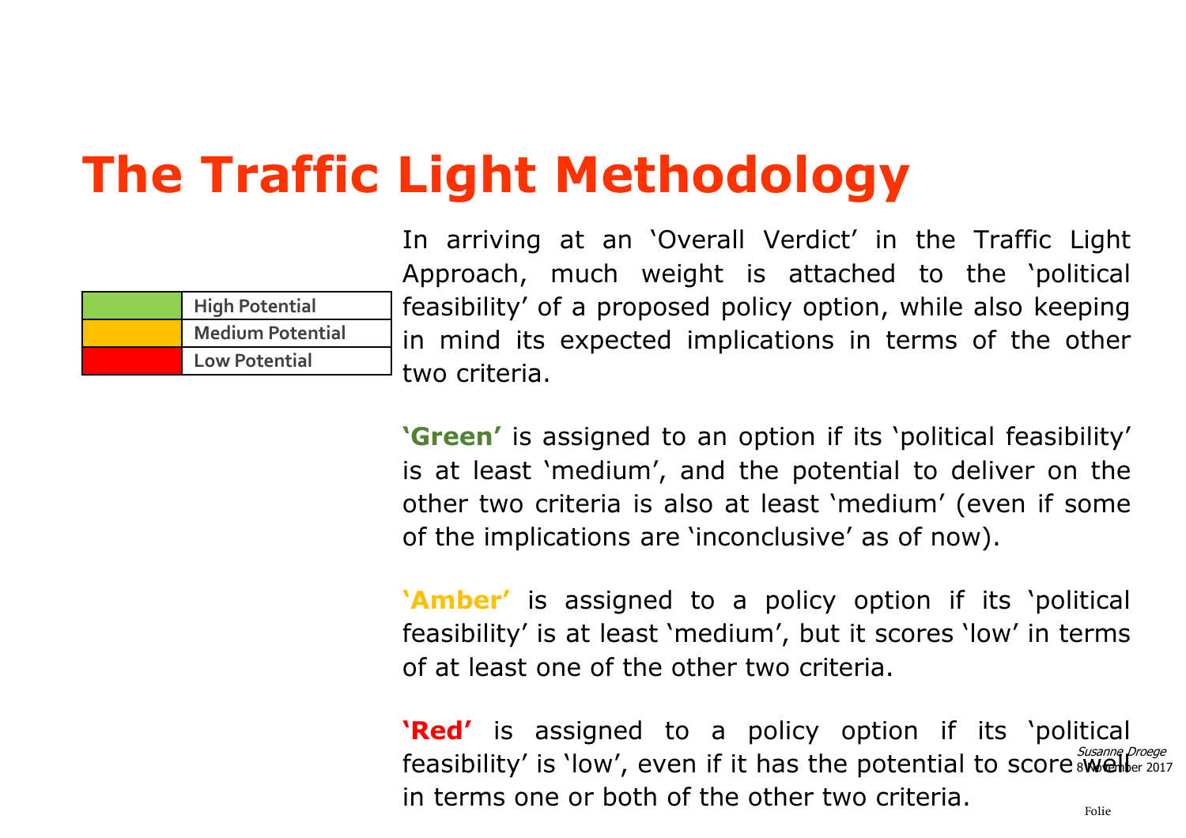# The Traffic Light Methodology

| | |
|---|---|
| | **High Potential** |
| | **Medium Potential** |
| | **Low Potential** |

In arriving at an 'Overall Verdict' in the Traffic Light Approach, much weight is attached to the 'political feasibility' of a proposed policy option, while also keeping in mind its expected implications in terms of the other two criteria.

**'Green'** is assigned to an option if its 'political feasibility' is at least 'medium', and the potential to deliver on the other two criteria is also at least 'medium' (even if some of the implications are 'inconclusive' as of now).

**'Amber'** is assigned to a policy option if its 'political feasibility' is at least 'medium', but it scores 'low' in terms of at least one of the other two criteria.

**'Red'** is assigned to a policy option if its 'political feasibility' is 'low', even if it has the potential to score well in terms one or both of the other two criteria.